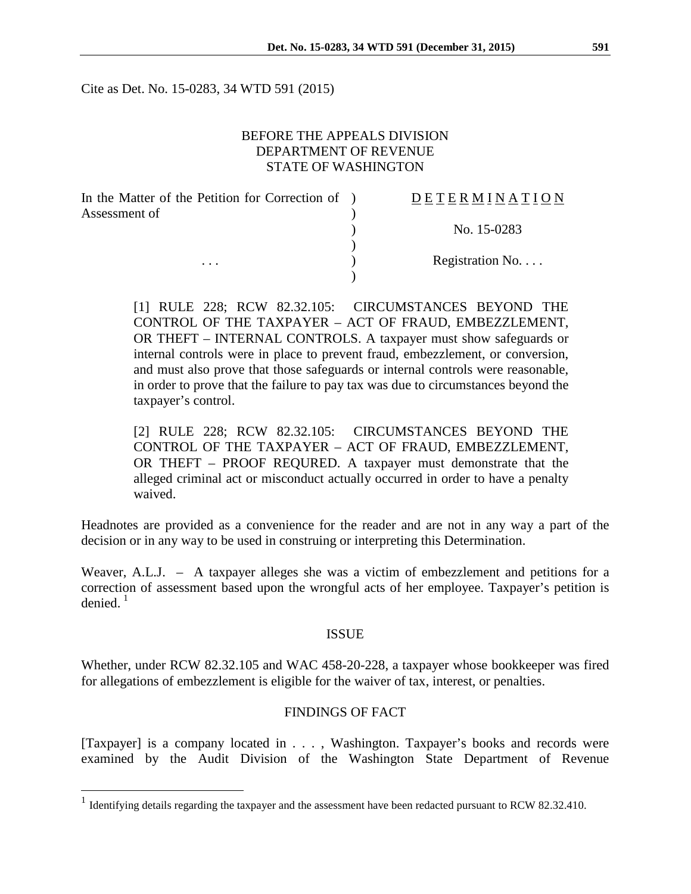Cite as Det. No. 15-0283, 34 WTD 591 (2015)

BEFORE THE APPEALS DIVISION
DEPARTMENT OF REVENUE
STATE OF WASHINGTON

| In the Matter of the Petition for Correction of Assessment of | D E T E R M I N A T I O N |
|---|---|
| | No. 15-0283 |
| . . . | Registration No. . . . |

[1] RULE 228; RCW 82.32.105: CIRCUMSTANCES BEYOND THE CONTROL OF THE TAXPAYER – ACT OF FRAUD, EMBEZZLEMENT, OR THEFT – INTERNAL CONTROLS. A taxpayer must show safeguards or internal controls were in place to prevent fraud, embezzlement, or conversion, and must also prove that those safeguards or internal controls were reasonable, in order to prove that the failure to pay tax was due to circumstances beyond the taxpayer's control.

[2] RULE 228; RCW 82.32.105: CIRCUMSTANCES BEYOND THE CONTROL OF THE TAXPAYER – ACT OF FRAUD, EMBEZZLEMENT, OR THEFT – PROOF REQURED. A taxpayer must demonstrate that the alleged criminal act or misconduct actually occurred in order to have a penalty waived.

Headnotes are provided as a convenience for the reader and are not in any way a part of the decision or in any way to be used in construing or interpreting this Determination.

Weaver, A.L.J. – A taxpayer alleges she was a victim of embezzlement and petitions for a correction of assessment based upon the wrongful acts of her employee. Taxpayer's petition is denied.[1]

## ISSUE

Whether, under RCW 82.32.105 and WAC 458-20-228, a taxpayer whose bookkeeper was fired for allegations of embezzlement is eligible for the waiver of tax, interest, or penalties.

## FINDINGS OF FACT

[Taxpayer] is a company located in . . . , Washington. Taxpayer's books and records were examined by the Audit Division of the Washington State Department of Revenue

[1] Identifying details regarding the taxpayer and the assessment have been redacted pursuant to RCW 82.32.410.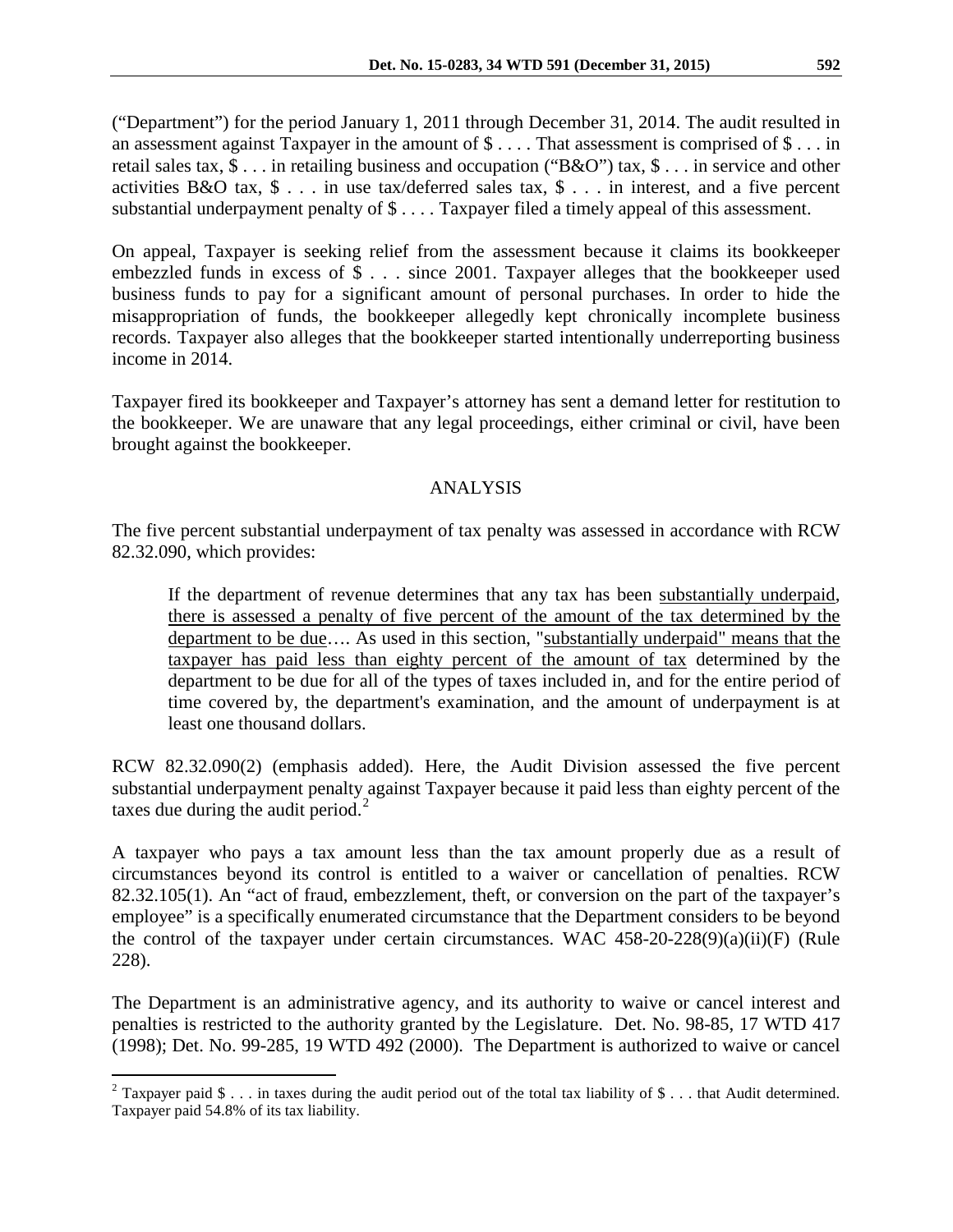("Department") for the period January 1, 2011 through December 31, 2014. The audit resulted in an assessment against Taxpayer in the amount of $ . . . . That assessment is comprised of $ . . . in retail sales tax, $ . . . in retailing business and occupation ("B&O") tax, $ . . . in service and other activities B&O tax, $ . . . in use tax/deferred sales tax, $ . . . in interest, and a five percent substantial underpayment penalty of $ . . . . Taxpayer filed a timely appeal of this assessment.

On appeal, Taxpayer is seeking relief from the assessment because it claims its bookkeeper embezzled funds in excess of $ . . . since 2001. Taxpayer alleges that the bookkeeper used business funds to pay for a significant amount of personal purchases. In order to hide the misappropriation of funds, the bookkeeper allegedly kept chronically incomplete business records. Taxpayer also alleges that the bookkeeper started intentionally underreporting business income in 2014.

Taxpayer fired its bookkeeper and Taxpayer's attorney has sent a demand letter for restitution to the bookkeeper. We are unaware that any legal proceedings, either criminal or civil, have been brought against the bookkeeper.

## ANALYSIS

The five percent substantial underpayment of tax penalty was assessed in accordance with RCW 82.32.090, which provides:

> If the department of revenue determines that any tax has been <u>substantially underpaid</u>, <u>there is assessed a penalty of five percent of the amount of the tax determined by the department to be due</u>…. As used in this section, "<u>substantially underpaid" means that the taxpayer has paid less than eighty percent of the amount of tax</u> determined by the department to be due for all of the types of taxes included in, and for the entire period of time covered by, the department's examination, and the amount of underpayment is at least one thousand dollars.

RCW 82.32.090(2) (emphasis added). Here, the Audit Division assessed the five percent substantial underpayment penalty against Taxpayer because it paid less than eighty percent of the taxes due during the audit period.[2]

A taxpayer who pays a tax amount less than the tax amount properly due as a result of circumstances beyond its control is entitled to a waiver or cancellation of penalties. RCW 82.32.105(1). An "act of fraud, embezzlement, theft, or conversion on the part of the taxpayer's employee" is a specifically enumerated circumstance that the Department considers to be beyond the control of the taxpayer under certain circumstances. WAC 458-20-228(9)(a)(ii)(F) (Rule 228).

The Department is an administrative agency, and its authority to waive or cancel interest and penalties is restricted to the authority granted by the Legislature. Det. No. 98-85, 17 WTD 417 (1998); Det. No. 99-285, 19 WTD 492 (2000). The Department is authorized to waive or cancel

---

[2] Taxpayer paid $ . . . in taxes during the audit period out of the total tax liability of $ . . . that Audit determined. Taxpayer paid 54.8% of its tax liability.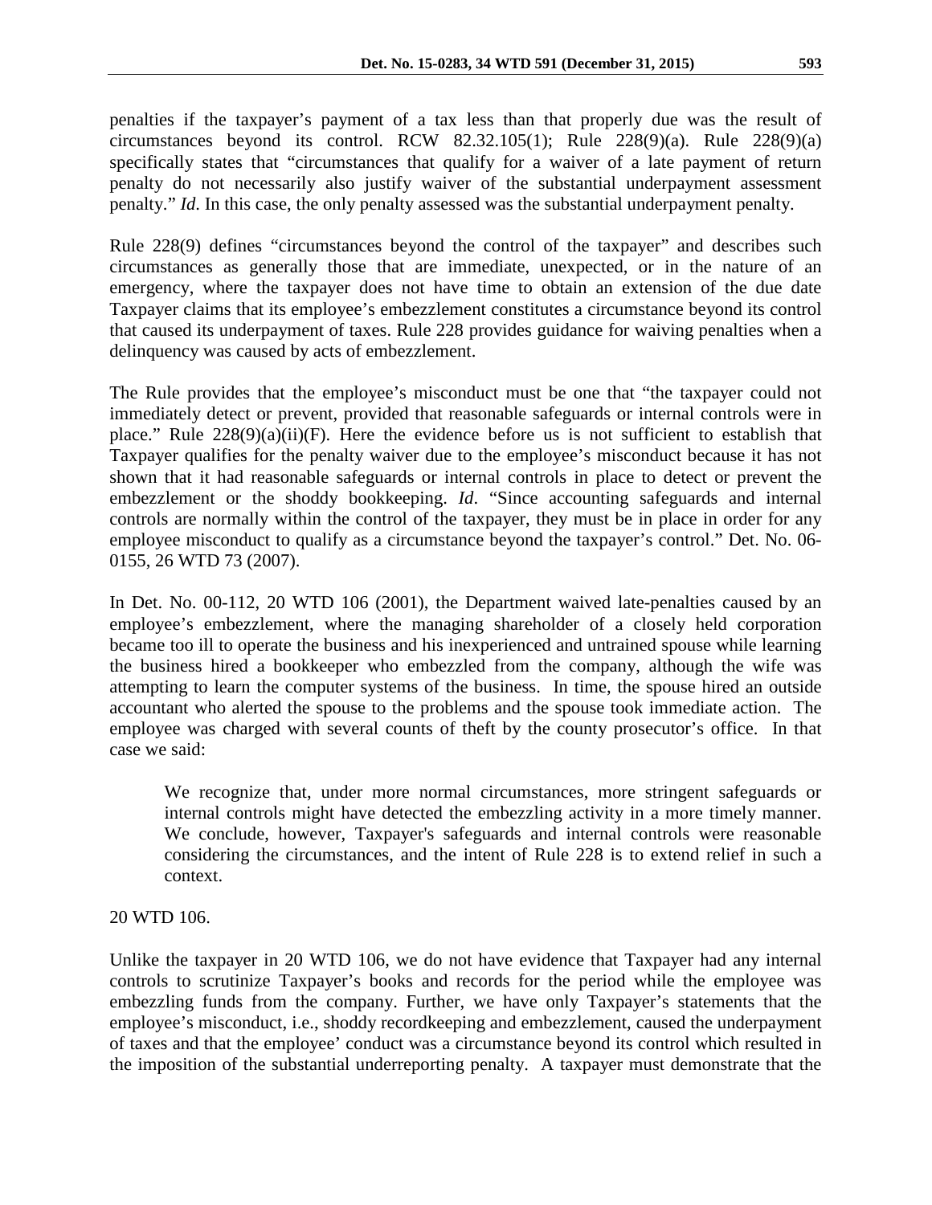penalties if the taxpayer's payment of a tax less than that properly due was the result of circumstances beyond its control. RCW 82.32.105(1); Rule 228(9)(a). Rule 228(9)(a) specifically states that "circumstances that qualify for a waiver of a late payment of return penalty do not necessarily also justify waiver of the substantial underpayment assessment penalty." *Id*. In this case, the only penalty assessed was the substantial underpayment penalty.

Rule 228(9) defines "circumstances beyond the control of the taxpayer" and describes such circumstances as generally those that are immediate, unexpected, or in the nature of an emergency, where the taxpayer does not have time to obtain an extension of the due date Taxpayer claims that its employee's embezzlement constitutes a circumstance beyond its control that caused its underpayment of taxes. Rule 228 provides guidance for waiving penalties when a delinquency was caused by acts of embezzlement.

The Rule provides that the employee's misconduct must be one that "the taxpayer could not immediately detect or prevent, provided that reasonable safeguards or internal controls were in place." Rule 228(9)(a)(ii)(F). Here the evidence before us is not sufficient to establish that Taxpayer qualifies for the penalty waiver due to the employee's misconduct because it has not shown that it had reasonable safeguards or internal controls in place to detect or prevent the embezzlement or the shoddy bookkeeping. *Id*. "Since accounting safeguards and internal controls are normally within the control of the taxpayer, they must be in place in order for any employee misconduct to qualify as a circumstance beyond the taxpayer's control." Det. No. 06-0155, 26 WTD 73 (2007).

In Det. No. 00-112, 20 WTD 106 (2001), the Department waived late-penalties caused by an employee's embezzlement, where the managing shareholder of a closely held corporation became too ill to operate the business and his inexperienced and untrained spouse while learning the business hired a bookkeeper who embezzled from the company, although the wife was attempting to learn the computer systems of the business. In time, the spouse hired an outside accountant who alerted the spouse to the problems and the spouse took immediate action. The employee was charged with several counts of theft by the county prosecutor's office. In that case we said:

> We recognize that, under more normal circumstances, more stringent safeguards or internal controls might have detected the embezzling activity in a more timely manner. We conclude, however, Taxpayer's safeguards and internal controls were reasonable considering the circumstances, and the intent of Rule 228 is to extend relief in such a context.

20 WTD 106.

Unlike the taxpayer in 20 WTD 106, we do not have evidence that Taxpayer had any internal controls to scrutinize Taxpayer's books and records for the period while the employee was embezzling funds from the company. Further, we have only Taxpayer's statements that the employee's misconduct, i.e., shoddy recordkeeping and embezzlement, caused the underpayment of taxes and that the employee' conduct was a circumstance beyond its control which resulted in the imposition of the substantial underreporting penalty. A taxpayer must demonstrate that the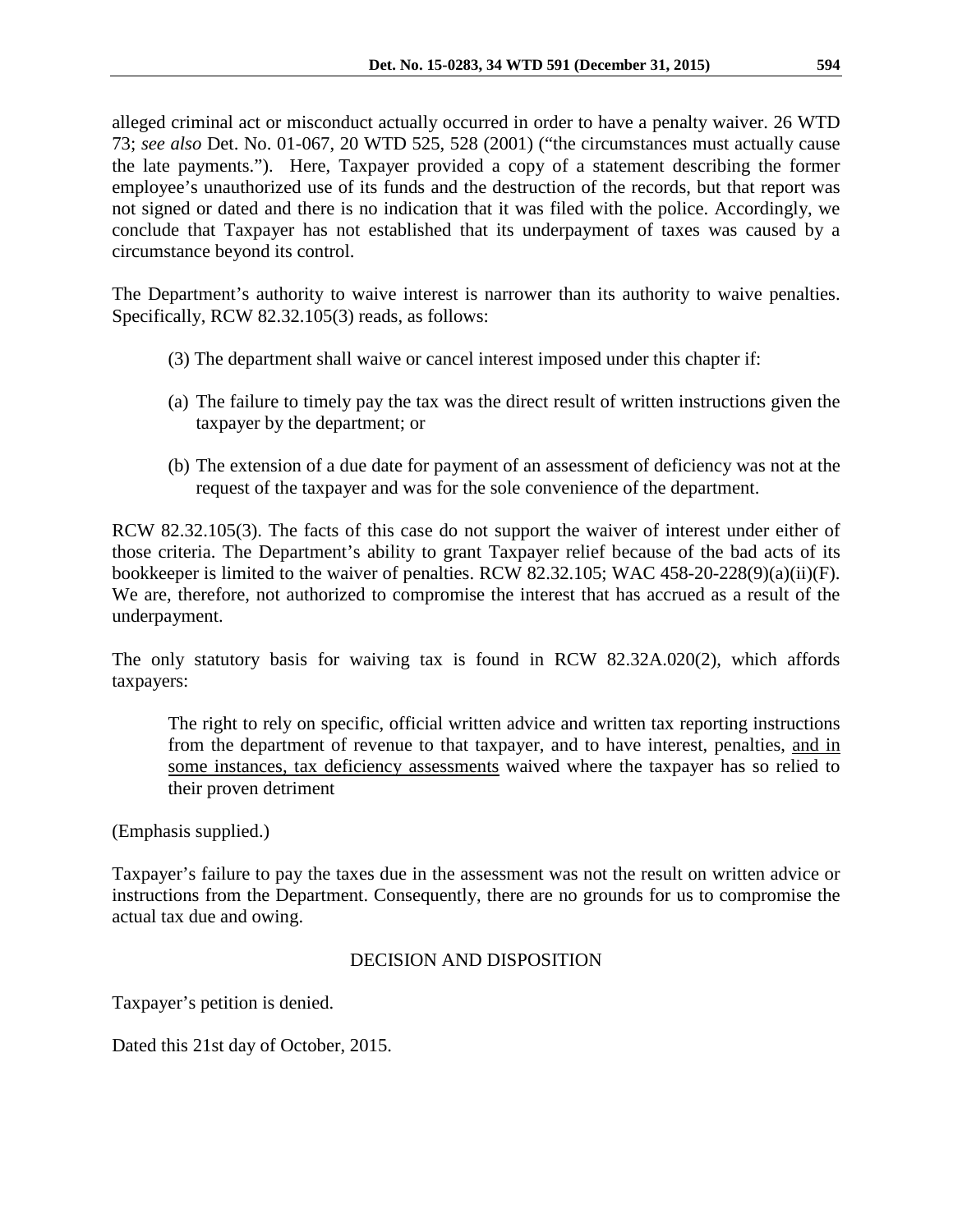alleged criminal act or misconduct actually occurred in order to have a penalty waiver. 26 WTD 73; *see also* Det. No. 01-067, 20 WTD 525, 528 (2001) ("the circumstances must actually cause the late payments."). Here, Taxpayer provided a copy of a statement describing the former employee's unauthorized use of its funds and the destruction of the records, but that report was not signed or dated and there is no indication that it was filed with the police. Accordingly, we conclude that Taxpayer has not established that its underpayment of taxes was caused by a circumstance beyond its control.

The Department's authority to waive interest is narrower than its authority to waive penalties. Specifically, RCW 82.32.105(3) reads, as follows:

> (3) The department shall waive or cancel interest imposed under this chapter if:
>
> (a) The failure to timely pay the tax was the direct result of written instructions given the taxpayer by the department; or
>
> (b) The extension of a due date for payment of an assessment of deficiency was not at the request of the taxpayer and was for the sole convenience of the department.

RCW 82.32.105(3). The facts of this case do not support the waiver of interest under either of those criteria. The Department's ability to grant Taxpayer relief because of the bad acts of its bookkeeper is limited to the waiver of penalties. RCW 82.32.105; WAC 458-20-228(9)(a)(ii)(F). We are, therefore, not authorized to compromise the interest that has accrued as a result of the underpayment.

The only statutory basis for waiving tax is found in RCW 82.32A.020(2), which affords taxpayers:

> The right to rely on specific, official written advice and written tax reporting instructions from the department of revenue to that taxpayer, and to have interest, penalties, <u>and in some instances, tax deficiency assessments</u> waived where the taxpayer has so relied to their proven detriment

(Emphasis supplied.)

Taxpayer's failure to pay the taxes due in the assessment was not the result on written advice or instructions from the Department. Consequently, there are no grounds for us to compromise the actual tax due and owing.

## DECISION AND DISPOSITION

Taxpayer's petition is denied.

Dated this 21st day of October, 2015.